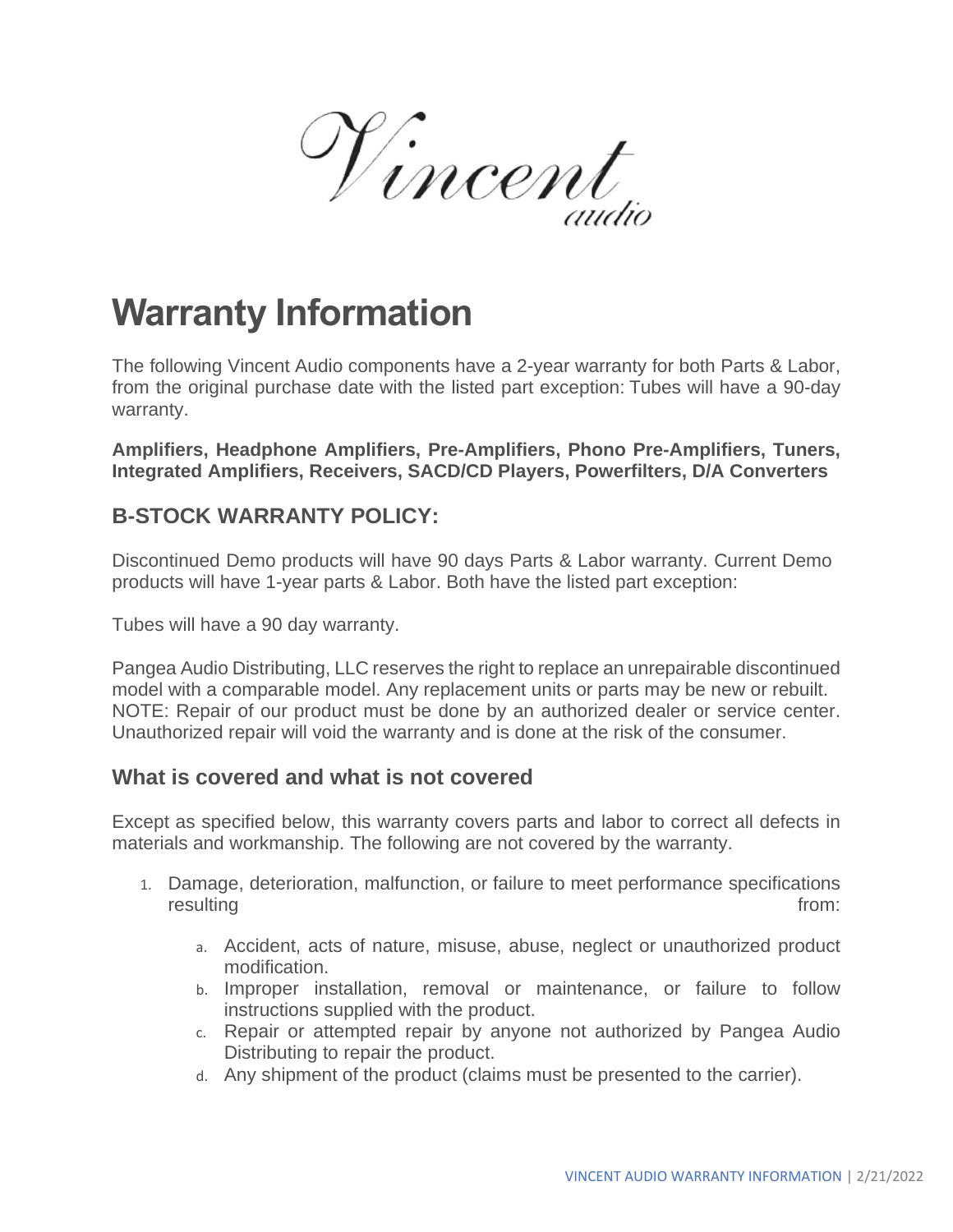Vincent audio

# Warranty Information

The following Vincent Audio components have a 2-year warranty for both Parts & Labor, from the original purchase date with the listed part exception: Tubes will have a 90-day warranty.

**Amplifiers, Headphone Amplifiers, Pre-Amplifiers, Phono Pre-Amplifiers, Tuners, Integrated Amplifiers, Receivers, SACD/CD Players, Powerfilters, D/A Converters**

## B-STOCK WARRANTY POLICY:

Discontinued Demo products will have 90 days Parts & Labor warranty. Current Demo products will have 1-year parts & Labor. Both have the listed part exception:

Tubes will have a 90 day warranty.

Pangea Audio Distributing, LLC reserves the right to replace an unrepairable discontinued model with a comparable model. Any replacement units or parts may be new or rebuilt. NOTE: Repair of our product must be done by an authorized dealer or service center. Unauthorized repair will void the warranty and is done at the risk of the consumer.

## What is covered and what is not covered

Except as specified below, this warranty covers parts and labor to correct all defects in materials and workmanship. The following are not covered by the warranty.

1. Damage, deterioration, malfunction, or failure to meet performance specifications resulting from:
    a. Accident, acts of nature, misuse, abuse, neglect or unauthorized product modification.
    b. Improper installation, removal or maintenance, or failure to follow instructions supplied with the product.
    c. Repair or attempted repair by anyone not authorized by Pangea Audio Distributing to repair the product.
    d. Any shipment of the product (claims must be presented to the carrier).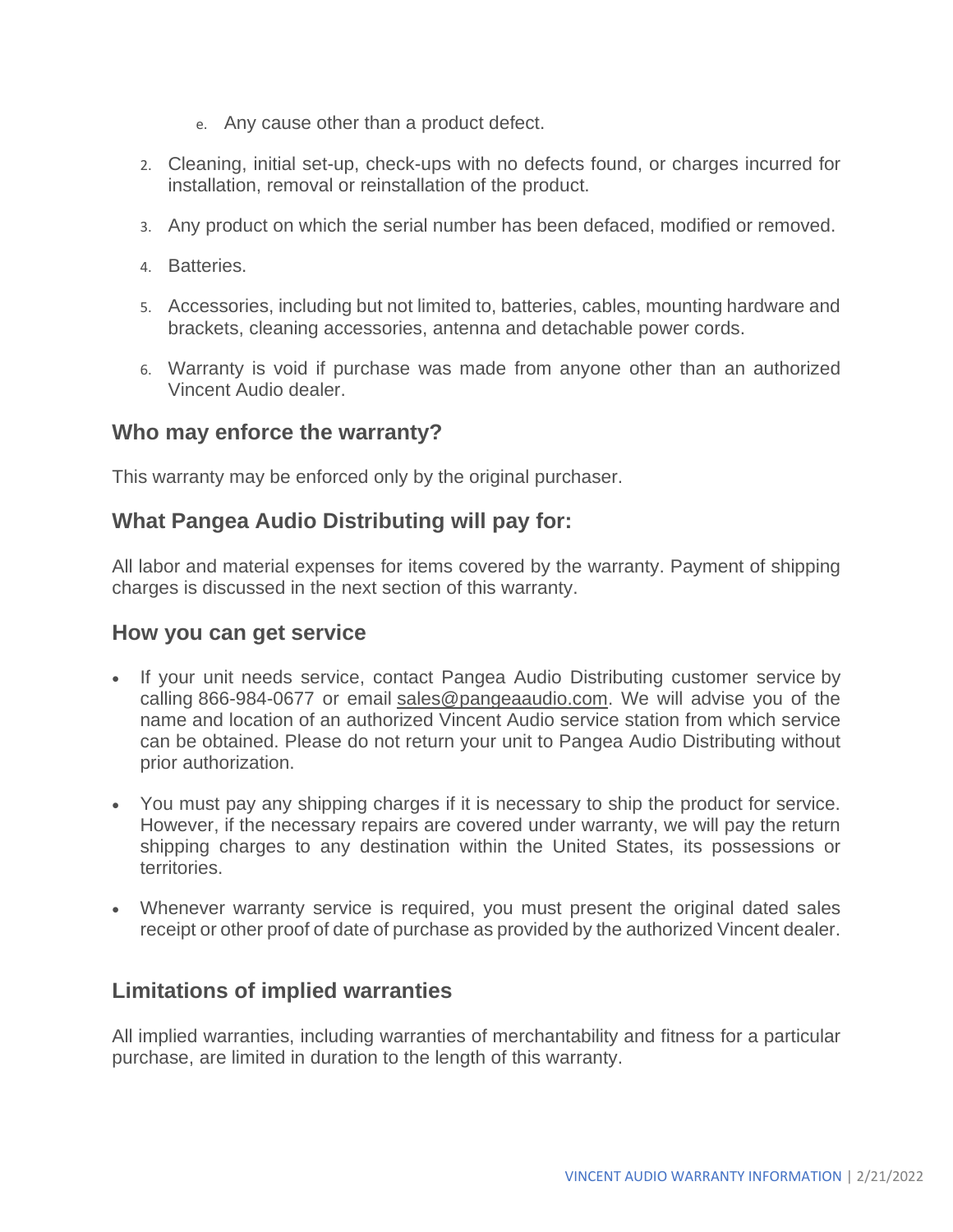e. Any cause other than a product defect.

2. Cleaning, initial set-up, check-ups with no defects found, or charges incurred for installation, removal or reinstallation of the product.

3. Any product on which the serial number has been defaced, modified or removed.

4. Batteries.

5. Accessories, including but not limited to, batteries, cables, mounting hardware and brackets, cleaning accessories, antenna and detachable power cords.

6. Warranty is void if purchase was made from anyone other than an authorized Vincent Audio dealer.

## Who may enforce the warranty?

This warranty may be enforced only by the original purchaser.

## What Pangea Audio Distributing will pay for:

All labor and material expenses for items covered by the warranty. Payment of shipping charges is discussed in the next section of this warranty.

## How you can get service

- If your unit needs service, contact Pangea Audio Distributing customer service by calling 866-984-0677 or email sales@pangeaaudio.com. We will advise you of the name and location of an authorized Vincent Audio service station from which service can be obtained. Please do not return your unit to Pangea Audio Distributing without prior authorization.

- You must pay any shipping charges if it is necessary to ship the product for service. However, if the necessary repairs are covered under warranty, we will pay the return shipping charges to any destination within the United States, its possessions or territories.

- Whenever warranty service is required, you must present the original dated sales receipt or other proof of date of purchase as provided by the authorized Vincent dealer.

## Limitations of implied warranties

All implied warranties, including warranties of merchantability and fitness for a particular purchase, are limited in duration to the length of this warranty.